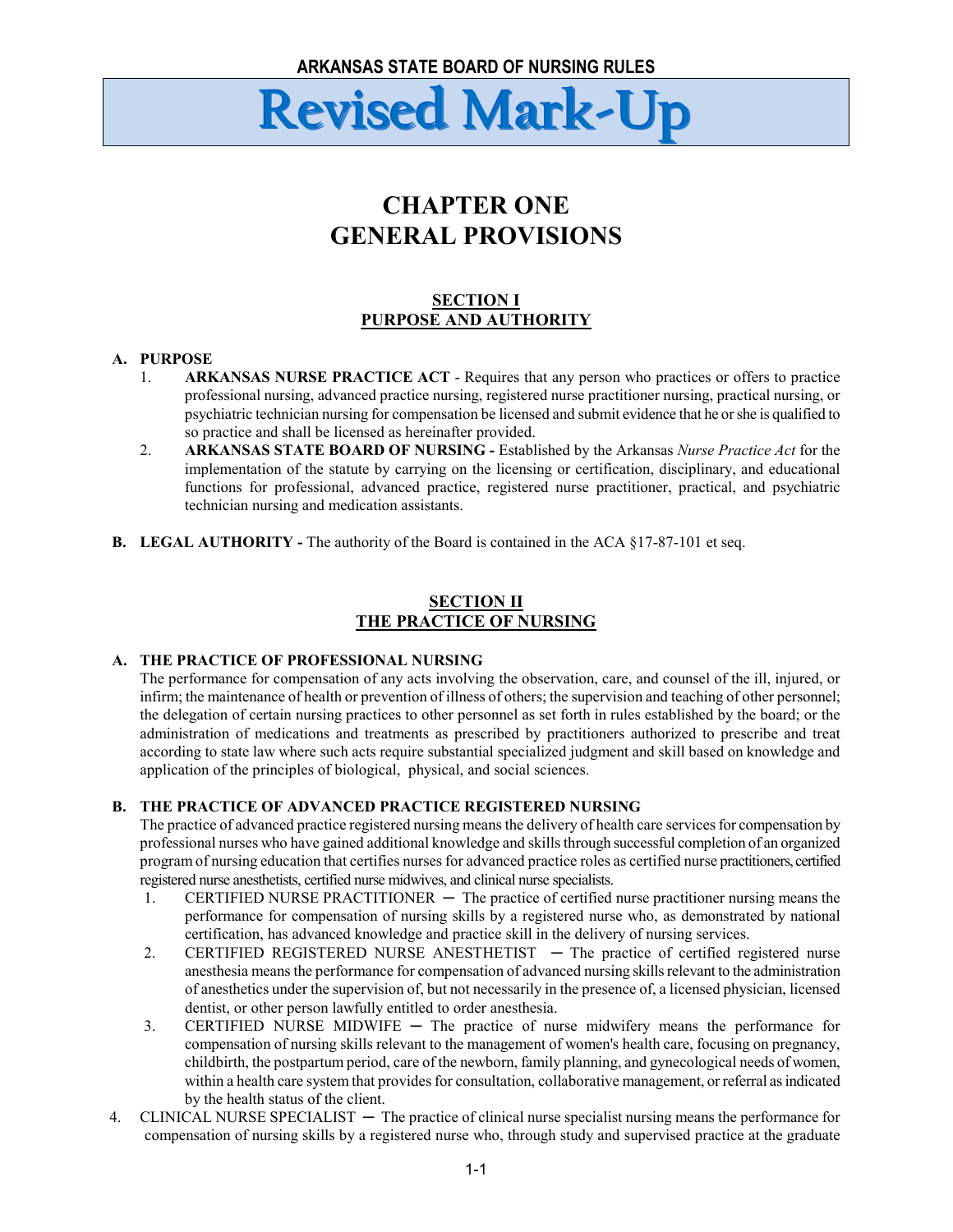ARKANSAS STATE BOARD OF NURSING RULES

# Revised Mark-Up

# CHAPTER ONE
# GENERAL PROVISIONS

## SECTION I
## PURPOSE AND AUTHORITY

**A. PURPOSE**

1. **ARKANSAS NURSE PRACTICE ACT** - Requires that any person who practices or offers to practice professional nursing, advanced practice nursing, registered nurse practitioner nursing, practical nursing, or psychiatric technician nursing for compensation be licensed and submit evidence that he or she is qualified to so practice and shall be licensed as hereinafter provided.
2. **ARKANSAS STATE BOARD OF NURSING -** Established by the Arkansas *Nurse Practice Act* for the implementation of the statute by carrying on the licensing or certification, disciplinary, and educational functions for professional, advanced practice, registered nurse practitioner, practical, and psychiatric technician nursing and medication assistants.

**B. LEGAL AUTHORITY -** The authority of the Board is contained in the ACA §17-87-101 et seq.

## SECTION II
## THE PRACTICE OF NURSING

**A. THE PRACTICE OF PROFESSIONAL NURSING**

The performance for compensation of any acts involving the observation, care, and counsel of the ill, injured, or infirm; the maintenance of health or prevention of illness of others; the supervision and teaching of other personnel; the delegation of certain nursing practices to other personnel as set forth in rules established by the board; or the administration of medications and treatments as prescribed by practitioners authorized to prescribe and treat according to state law where such acts require substantial specialized judgment and skill based on knowledge and application of the principles of biological, physical, and social sciences.

**B. THE PRACTICE OF ADVANCED PRACTICE REGISTERED NURSING**

The practice of advanced practice registered nursing means the delivery of health care services for compensation by professional nurses who have gained additional knowledge and skills through successful completion of an organized program of nursing education that certifies nurses for advanced practice roles as certified nurse practitioners, certified registered nurse anesthetists, certified nurse midwives, and clinical nurse specialists.

1. CERTIFIED NURSE PRACTITIONER ─ The practice of certified nurse practitioner nursing means the performance for compensation of nursing skills by a registered nurse who, as demonstrated by national certification, has advanced knowledge and practice skill in the delivery of nursing services.
2. CERTIFIED REGISTERED NURSE ANESTHETIST ─ The practice of certified registered nurse anesthesia means the performance for compensation of advanced nursing skills relevant to the administration of anesthetics under the supervision of, but not necessarily in the presence of, a licensed physician, licensed dentist, or other person lawfully entitled to order anesthesia.
3. CERTIFIED NURSE MIDWIFE ─ The practice of nurse midwifery means the performance for compensation of nursing skills relevant to the management of women's health care, focusing on pregnancy, childbirth, the postpartum period, care of the newborn, family planning, and gynecological needs of women, within a health care system that provides for consultation, collaborative management, or referral as indicated by the health status of the client.
4. CLINICAL NURSE SPECIALIST ─ The practice of clinical nurse specialist nursing means the performance for compensation of nursing skills by a registered nurse who, through study and supervised practice at the graduate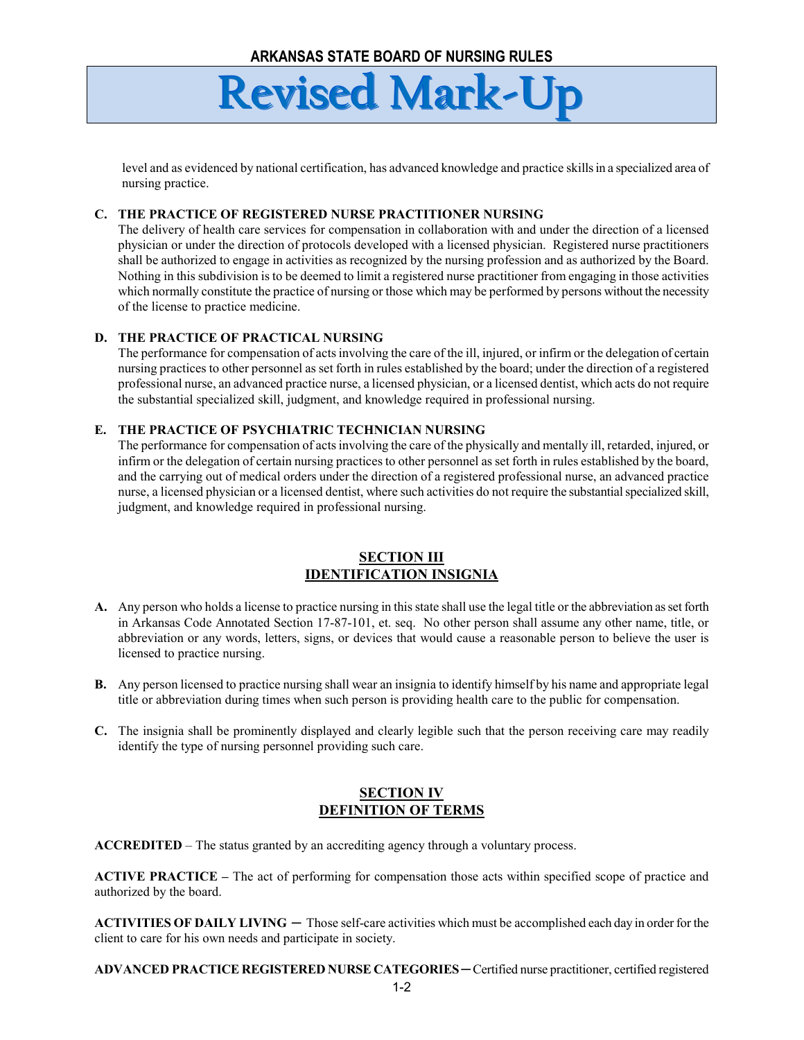level and as evidenced by national certification, has advanced knowledge and practice skills in a specialized area of nursing practice.

**C. THE PRACTICE OF REGISTERED NURSE PRACTITIONER NURSING**

The delivery of health care services for compensation in collaboration with and under the direction of a licensed physician or under the direction of protocols developed with a licensed physician. Registered nurse practitioners shall be authorized to engage in activities as recognized by the nursing profession and as authorized by the Board. Nothing in this subdivision is to be deemed to limit a registered nurse practitioner from engaging in those activities which normally constitute the practice of nursing or those which may be performed by persons without the necessity of the license to practice medicine.

**D. THE PRACTICE OF PRACTICAL NURSING**

The performance for compensation of acts involving the care of the ill, injured, or infirm or the delegation of certain nursing practices to other personnel as set forth in rules established by the board; under the direction of a registered professional nurse, an advanced practice nurse, a licensed physician, or a licensed dentist, which acts do not require the substantial specialized skill, judgment, and knowledge required in professional nursing.

**E. THE PRACTICE OF PSYCHIATRIC TECHNICIAN NURSING**

The performance for compensation of acts involving the care of the physically and mentally ill, retarded, injured, or infirm or the delegation of certain nursing practices to other personnel as set forth in rules established by the board, and the carrying out of medical orders under the direction of a registered professional nurse, an advanced practice nurse, a licensed physician or a licensed dentist, where such activities do not require the substantial specialized skill, judgment, and knowledge required in professional nursing.

## SECTION III
## IDENTIFICATION INSIGNIA

**A.** Any person who holds a license to practice nursing in this state shall use the legal title or the abbreviation as set forth in Arkansas Code Annotated Section 17-87-101, et. seq. No other person shall assume any other name, title, or abbreviation or any words, letters, signs, or devices that would cause a reasonable person to believe the user is licensed to practice nursing.

**B.** Any person licensed to practice nursing shall wear an insignia to identify himself by his name and appropriate legal title or abbreviation during times when such person is providing health care to the public for compensation.

**C.** The insignia shall be prominently displayed and clearly legible such that the person receiving care may readily identify the type of nursing personnel providing such care.

## SECTION IV
## DEFINITION OF TERMS

**ACCREDITED** – The status granted by an accrediting agency through a voluntary process.

**ACTIVE PRACTICE –** The act of performing for compensation those acts within specified scope of practice and authorized by the board.

**ACTIVITIES OF DAILY LIVING ─** Those self-care activities which must be accomplished each day in order for the client to care for his own needs and participate in society.

**ADVANCED PRACTICE REGISTERED NURSE CATEGORIES ─** Certified nurse practitioner, certified registered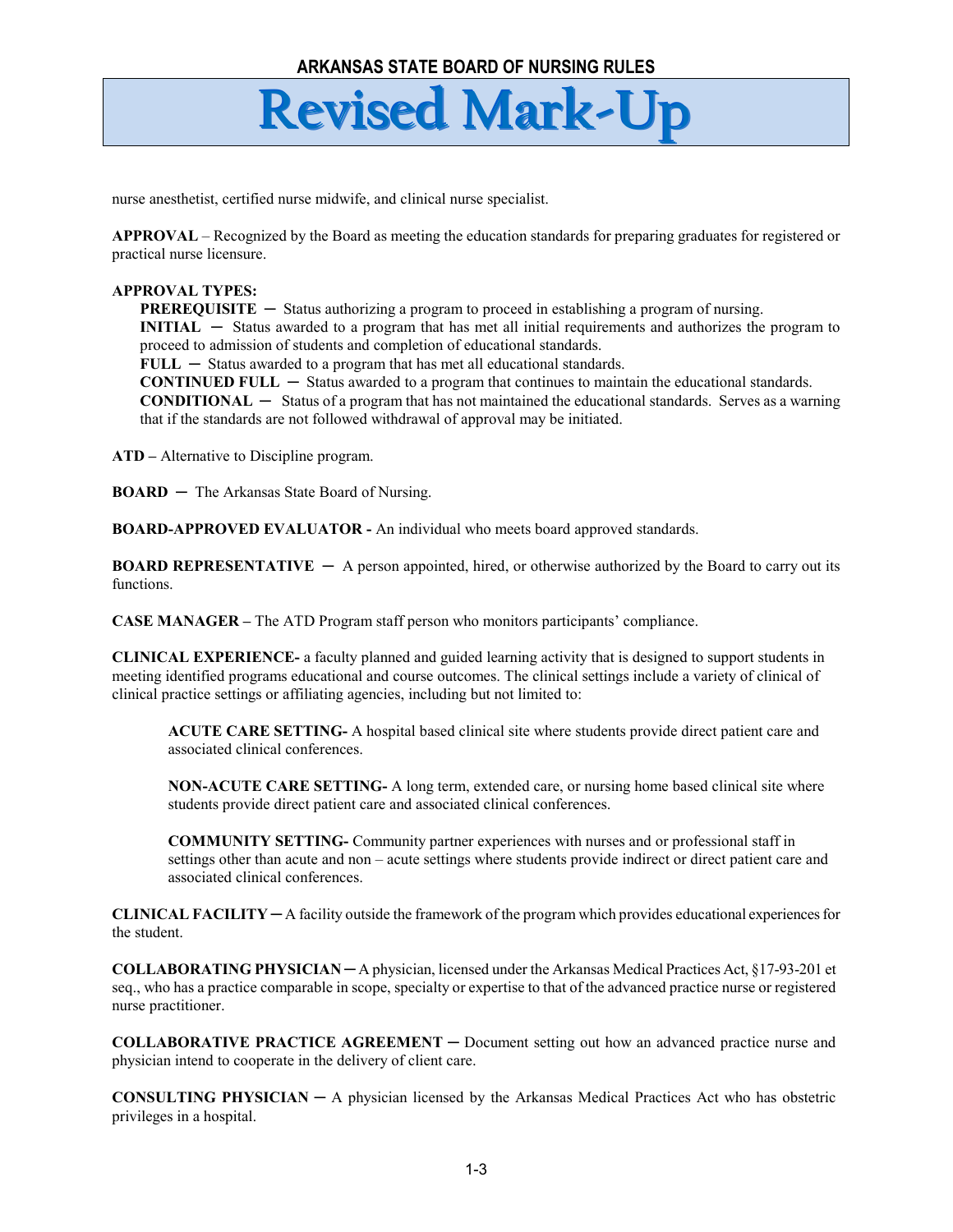nurse anesthetist, certified nurse midwife, and clinical nurse specialist.

**APPROVAL** – Recognized by the Board as meeting the education standards for preparing graduates for registered or practical nurse licensure.

**APPROVAL TYPES:**

**PREREQUISITE** ─ Status authorizing a program to proceed in establishing a program of nursing.
**INITIAL** ─ Status awarded to a program that has met all initial requirements and authorizes the program to proceed to admission of students and completion of educational standards.
**FULL** ─ Status awarded to a program that has met all educational standards.
**CONTINUED FULL** ─ Status awarded to a program that continues to maintain the educational standards.
**CONDITIONAL** ─ Status of a program that has not maintained the educational standards. Serves as a warning that if the standards are not followed withdrawal of approval may be initiated.

**ATD –** Alternative to Discipline program.

**BOARD** ─ The Arkansas State Board of Nursing.

**BOARD-APPROVED EVALUATOR -** An individual who meets board approved standards.

**BOARD REPRESENTATIVE** ─ A person appointed, hired, or otherwise authorized by the Board to carry out its functions.

**CASE MANAGER –** The ATD Program staff person who monitors participants' compliance.

**CLINICAL EXPERIENCE-** a faculty planned and guided learning activity that is designed to support students in meeting identified programs educational and course outcomes. The clinical settings include a variety of clinical of clinical practice settings or affiliating agencies, including but not limited to:

> **ACUTE CARE SETTING-** A hospital based clinical site where students provide direct patient care and associated clinical conferences.
>
> **NON-ACUTE CARE SETTING-** A long term, extended care, or nursing home based clinical site where students provide direct patient care and associated clinical conferences.
>
> **COMMUNITY SETTING-** Community partner experiences with nurses and or professional staff in settings other than acute and non – acute settings where students provide indirect or direct patient care and associated clinical conferences.

**CLINICAL FACILITY** ─ A facility outside the framework of the program which provides educational experiences for the student.

**COLLABORATING PHYSICIAN** ─ A physician, licensed under the Arkansas Medical Practices Act, §17-93-201 et seq., who has a practice comparable in scope, specialty or expertise to that of the advanced practice nurse or registered nurse practitioner.

**COLLABORATIVE PRACTICE AGREEMENT** ─ Document setting out how an advanced practice nurse and physician intend to cooperate in the delivery of client care.

**CONSULTING PHYSICIAN** ─ A physician licensed by the Arkansas Medical Practices Act who has obstetric privileges in a hospital.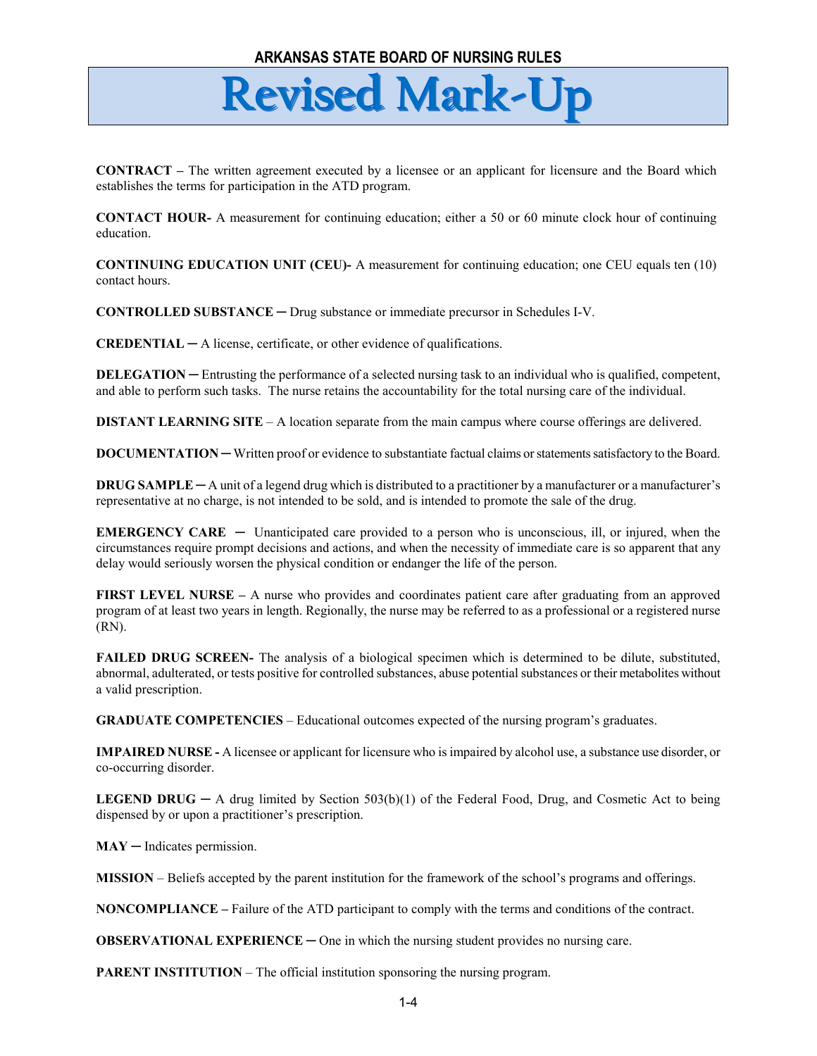**CONTRACT –** The written agreement executed by a licensee or an applicant for licensure and the Board which establishes the terms for participation in the ATD program.

**CONTACT HOUR-** A measurement for continuing education; either a 50 or 60 minute clock hour of continuing education.

**CONTINUING EDUCATION UNIT (CEU)-** A measurement for continuing education; one CEU equals ten (10) contact hours.

**CONTROLLED SUBSTANCE ─** Drug substance or immediate precursor in Schedules I-V.

**CREDENTIAL ─** A license, certificate, or other evidence of qualifications.

**DELEGATION ─** Entrusting the performance of a selected nursing task to an individual who is qualified, competent, and able to perform such tasks. The nurse retains the accountability for the total nursing care of the individual.

**DISTANT LEARNING SITE** – A location separate from the main campus where course offerings are delivered.

**DOCUMENTATION ─** Written proof or evidence to substantiate factual claims or statements satisfactory to the Board.

**DRUG SAMPLE ─** A unit of a legend drug which is distributed to a practitioner by a manufacturer or a manufacturer's representative at no charge, is not intended to be sold, and is intended to promote the sale of the drug.

**EMERGENCY CARE ─** Unanticipated care provided to a person who is unconscious, ill, or injured, when the circumstances require prompt decisions and actions, and when the necessity of immediate care is so apparent that any delay would seriously worsen the physical condition or endanger the life of the person.

**FIRST LEVEL NURSE –** A nurse who provides and coordinates patient care after graduating from an approved program of at least two years in length. Regionally, the nurse may be referred to as a professional or a registered nurse (RN).

**FAILED DRUG SCREEN-** The analysis of a biological specimen which is determined to be dilute, substituted, abnormal, adulterated, or tests positive for controlled substances, abuse potential substances or their metabolites without a valid prescription.

**GRADUATE COMPETENCIES** – Educational outcomes expected of the nursing program's graduates.

**IMPAIRED NURSE -** A licensee or applicant for licensure who is impaired by alcohol use, a substance use disorder, or co-occurring disorder.

**LEGEND DRUG ─** A drug limited by Section 503(b)(1) of the Federal Food, Drug, and Cosmetic Act to being dispensed by or upon a practitioner's prescription.

**MAY ─** Indicates permission.

**MISSION** – Beliefs accepted by the parent institution for the framework of the school's programs and offerings.

**NONCOMPLIANCE –** Failure of the ATD participant to comply with the terms and conditions of the contract.

**OBSERVATIONAL EXPERIENCE ─** One in which the nursing student provides no nursing care.

**PARENT INSTITUTION** – The official institution sponsoring the nursing program.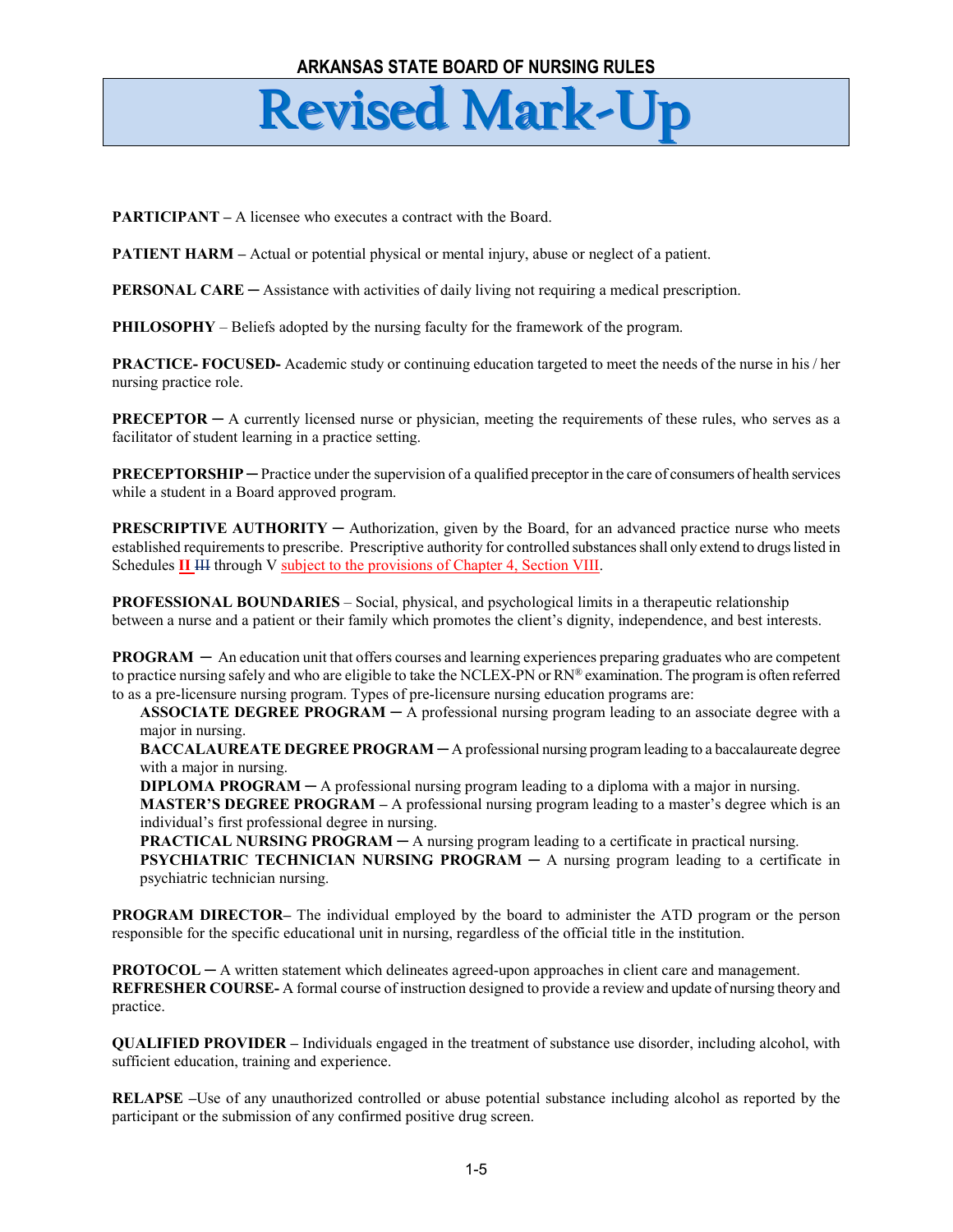**PARTICIPANT –** A licensee who executes a contract with the Board.

**PATIENT HARM –** Actual or potential physical or mental injury, abuse or neglect of a patient.

**PERSONAL CARE ─** Assistance with activities of daily living not requiring a medical prescription.

**PHILOSOPHY** – Beliefs adopted by the nursing faculty for the framework of the program.

**PRACTICE- FOCUSED-** Academic study or continuing education targeted to meet the needs of the nurse in his / her nursing practice role.

**PRECEPTOR ─** A currently licensed nurse or physician, meeting the requirements of these rules, who serves as a facilitator of student learning in a practice setting.

**PRECEPTORSHIP ─** Practice under the supervision of a qualified preceptor in the care of consumers of health services while a student in a Board approved program.

**PRESCRIPTIVE AUTHORITY ─** Authorization, given by the Board, for an advanced practice nurse who meets established requirements to prescribe. Prescriptive authority for controlled substances shall only extend to drugs listed in Schedules **II** ~~III~~ through V subject to the provisions of Chapter 4, Section VIII.

**PROFESSIONAL BOUNDARIES** – Social, physical, and psychological limits in a therapeutic relationship between a nurse and a patient or their family which promotes the client's dignity, independence, and best interests.

**PROGRAM ─** An education unit that offers courses and learning experiences preparing graduates who are competent to practice nursing safely and who are eligible to take the NCLEX-PN or RN® examination. The program is often referred to as a pre-licensure nursing program. Types of pre-licensure nursing education programs are:

**ASSOCIATE DEGREE PROGRAM ─** A professional nursing program leading to an associate degree with a major in nursing.

**BACCALAUREATE DEGREE PROGRAM ─** A professional nursing program leading to a baccalaureate degree with a major in nursing.

**DIPLOMA PROGRAM ─** A professional nursing program leading to a diploma with a major in nursing.

**MASTER'S DEGREE PROGRAM –** A professional nursing program leading to a master's degree which is an individual's first professional degree in nursing.

**PRACTICAL NURSING PROGRAM ─** A nursing program leading to a certificate in practical nursing.

**PSYCHIATRIC TECHNICIAN NURSING PROGRAM ─** A nursing program leading to a certificate in psychiatric technician nursing.

**PROGRAM DIRECTOR–** The individual employed by the board to administer the ATD program or the person responsible for the specific educational unit in nursing, regardless of the official title in the institution.

**PROTOCOL ─** A written statement which delineates agreed-upon approaches in client care and management.

**REFRESHER COURSE-** A formal course of instruction designed to provide a review and update of nursing theory and practice.

**QUALIFIED PROVIDER –** Individuals engaged in the treatment of substance use disorder, including alcohol, with sufficient education, training and experience.

**RELAPSE –** Use of any unauthorized controlled or abuse potential substance including alcohol as reported by the participant or the submission of any confirmed positive drug screen.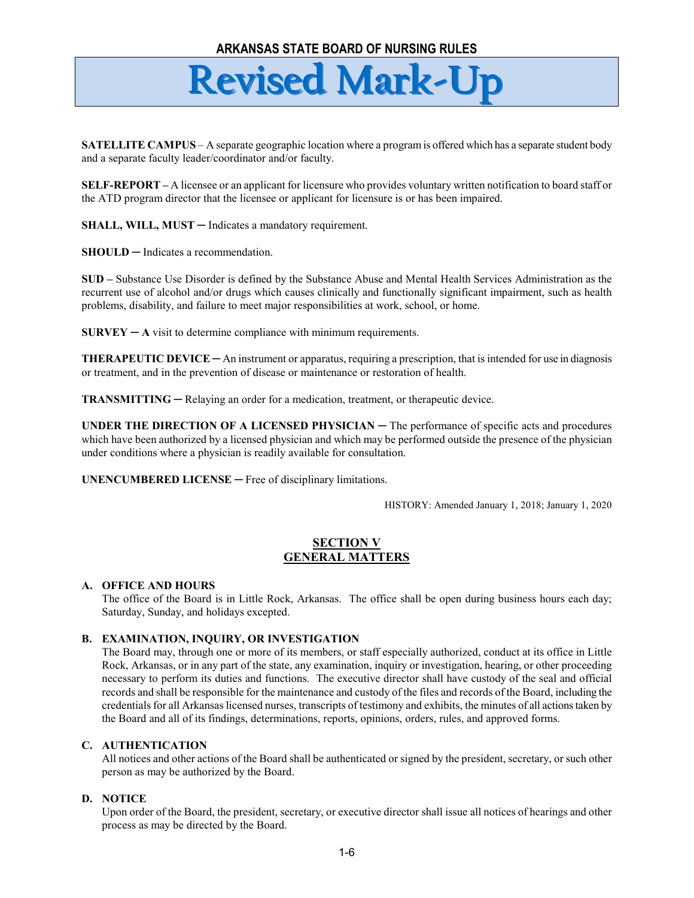**SATELLITE CAMPUS** – A separate geographic location where a program is offered which has a separate student body and a separate faculty leader/coordinator and/or faculty.

**SELF-REPORT –** A licensee or an applicant for licensure who provides voluntary written notification to board staff or the ATD program director that the licensee or applicant for licensure is or has been impaired.

**SHALL, WILL, MUST ─** Indicates a mandatory requirement.

**SHOULD ─** Indicates a recommendation.

**SUD –** Substance Use Disorder is defined by the Substance Abuse and Mental Health Services Administration as the recurrent use of alcohol and/or drugs which causes clinically and functionally significant impairment, such as health problems, disability, and failure to meet major responsibilities at work, school, or home.

**SURVEY ─ A** visit to determine compliance with minimum requirements.

**THERAPEUTIC DEVICE ─** An instrument or apparatus, requiring a prescription, that is intended for use in diagnosis or treatment, and in the prevention of disease or maintenance or restoration of health.

**TRANSMITTING ─** Relaying an order for a medication, treatment, or therapeutic device.

**UNDER THE DIRECTION OF A LICENSED PHYSICIAN ─** The performance of specific acts and procedures which have been authorized by a licensed physician and which may be performed outside the presence of the physician under conditions where a physician is readily available for consultation.

**UNENCUMBERED LICENSE ─** Free of disciplinary limitations.

HISTORY: Amended January 1, 2018; January 1, 2020

## SECTION V
## GENERAL MATTERS

**A. OFFICE AND HOURS**

The office of the Board is in Little Rock, Arkansas. The office shall be open during business hours each day; Saturday, Sunday, and holidays excepted.

**B. EXAMINATION, INQUIRY, OR INVESTIGATION**

The Board may, through one or more of its members, or staff especially authorized, conduct at its office in Little Rock, Arkansas, or in any part of the state, any examination, inquiry or investigation, hearing, or other proceeding necessary to perform its duties and functions. The executive director shall have custody of the seal and official records and shall be responsible for the maintenance and custody of the files and records of the Board, including the credentials for all Arkansas licensed nurses, transcripts of testimony and exhibits, the minutes of all actions taken by the Board and all of its findings, determinations, reports, opinions, orders, rules, and approved forms.

**C. AUTHENTICATION**

All notices and other actions of the Board shall be authenticated or signed by the president, secretary, or such other person as may be authorized by the Board.

**D. NOTICE**

Upon order of the Board, the president, secretary, or executive director shall issue all notices of hearings and other process as may be directed by the Board.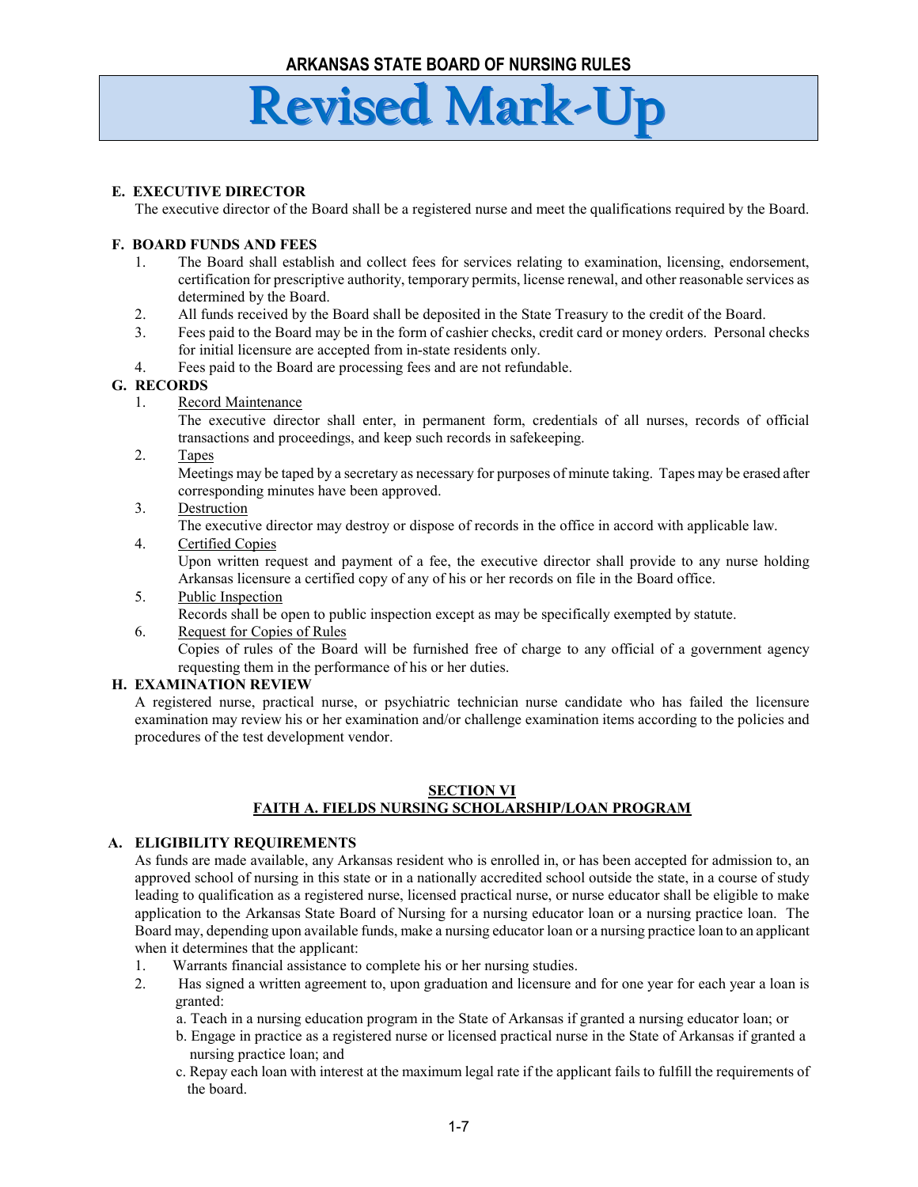**E. EXECUTIVE DIRECTOR**

The executive director of the Board shall be a registered nurse and meet the qualifications required by the Board.

**F. BOARD FUNDS AND FEES**

1. The Board shall establish and collect fees for services relating to examination, licensing, endorsement, certification for prescriptive authority, temporary permits, license renewal, and other reasonable services as determined by the Board.
2. All funds received by the Board shall be deposited in the State Treasury to the credit of the Board.
3. Fees paid to the Board may be in the form of cashier checks, credit card or money orders. Personal checks for initial licensure are accepted from in-state residents only.
4. Fees paid to the Board are processing fees and are not refundable.

**G. RECORDS**

1. Record Maintenance
   The executive director shall enter, in permanent form, credentials of all nurses, records of official transactions and proceedings, and keep such records in safekeeping.
2. Tapes
   Meetings may be taped by a secretary as necessary for purposes of minute taking. Tapes may be erased after corresponding minutes have been approved.
3. Destruction
   The executive director may destroy or dispose of records in the office in accord with applicable law.
4. Certified Copies
   Upon written request and payment of a fee, the executive director shall provide to any nurse holding Arkansas licensure a certified copy of any of his or her records on file in the Board office.
5. Public Inspection
   Records shall be open to public inspection except as may be specifically exempted by statute.
6. Request for Copies of Rules
   Copies of rules of the Board will be furnished free of charge to any official of a government agency requesting them in the performance of his or her duties.

**H. EXAMINATION REVIEW**

A registered nurse, practical nurse, or psychiatric technician nurse candidate who has failed the licensure examination may review his or her examination and/or challenge examination items according to the policies and procedures of the test development vendor.

## SECTION VI
## FAITH A. FIELDS NURSING SCHOLARSHIP/LOAN PROGRAM

**A. ELIGIBILITY REQUIREMENTS**

As funds are made available, any Arkansas resident who is enrolled in, or has been accepted for admission to, an approved school of nursing in this state or in a nationally accredited school outside the state, in a course of study leading to qualification as a registered nurse, licensed practical nurse, or nurse educator shall be eligible to make application to the Arkansas State Board of Nursing for a nursing educator loan or a nursing practice loan. The Board may, depending upon available funds, make a nursing educator loan or a nursing practice loan to an applicant when it determines that the applicant:

1. Warrants financial assistance to complete his or her nursing studies.
2. Has signed a written agreement to, upon graduation and licensure and for one year for each year a loan is granted:
   a. Teach in a nursing education program in the State of Arkansas if granted a nursing educator loan; or
   b. Engage in practice as a registered nurse or licensed practical nurse in the State of Arkansas if granted a nursing practice loan; and
   c. Repay each loan with interest at the maximum legal rate if the applicant fails to fulfill the requirements of the board.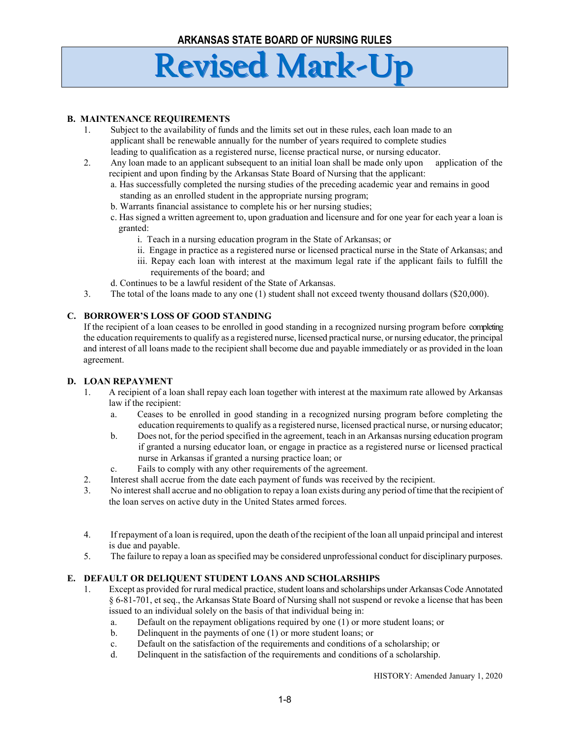# Revised Mark-Up

**B. MAINTENANCE REQUIREMENTS**

1. Subject to the availability of funds and the limits set out in these rules, each loan made to an applicant shall be renewable annually for the number of years required to complete studies leading to qualification as a registered nurse, license practical nurse, or nursing educator.
2. Any loan made to an applicant subsequent to an initial loan shall be made only upon application of the recipient and upon finding by the Arkansas State Board of Nursing that the applicant:
   a. Has successfully completed the nursing studies of the preceding academic year and remains in good standing as an enrolled student in the appropriate nursing program;
   b. Warrants financial assistance to complete his or her nursing studies;
   c. Has signed a written agreement to, upon graduation and licensure and for one year for each year a loan is granted:
      i. Teach in a nursing education program in the State of Arkansas; or
      ii. Engage in practice as a registered nurse or licensed practical nurse in the State of Arkansas; and
      iii. Repay each loan with interest at the maximum legal rate if the applicant fails to fulfill the requirements of the board; and
   d. Continues to be a lawful resident of the State of Arkansas.
3. The total of the loans made to any one (1) student shall not exceed twenty thousand dollars ($20,000).

**C. BORROWER'S LOSS OF GOOD STANDING**

If the recipient of a loan ceases to be enrolled in good standing in a recognized nursing program before completing the education requirements to qualify as a registered nurse, licensed practical nurse, or nursing educator, the principal and interest of all loans made to the recipient shall become due and payable immediately or as provided in the loan agreement.

**D. LOAN REPAYMENT**

1. A recipient of a loan shall repay each loan together with interest at the maximum rate allowed by Arkansas law if the recipient:
   a. Ceases to be enrolled in good standing in a recognized nursing program before completing the education requirements to qualify as a registered nurse, licensed practical nurse, or nursing educator;
   b. Does not, for the period specified in the agreement, teach in an Arkansas nursing education program if granted a nursing educator loan, or engage in practice as a registered nurse or licensed practical nurse in Arkansas if granted a nursing practice loan; or
   c. Fails to comply with any other requirements of the agreement.
2. Interest shall accrue from the date each payment of funds was received by the recipient.
3. No interest shall accrue and no obligation to repay a loan exists during any period of time that the recipient of the loan serves on active duty in the United States armed forces.
4. If repayment of a loan is required, upon the death of the recipient of the loan all unpaid principal and interest is due and payable.
5. The failure to repay a loan as specified may be considered unprofessional conduct for disciplinary purposes.

**E. DEFAULT OR DELIQUENT STUDENT LOANS AND SCHOLARSHIPS**

1. Except as provided for rural medical practice, student loans and scholarships under Arkansas Code Annotated § 6-81-701, et seq., the Arkansas State Board of Nursing shall not suspend or revoke a license that has been issued to an individual solely on the basis of that individual being in:
   a. Default on the repayment obligations required by one (1) or more student loans; or
   b. Delinquent in the payments of one (1) or more student loans; or
   c. Default on the satisfaction of the requirements and conditions of a scholarship; or
   d. Delinquent in the satisfaction of the requirements and conditions of a scholarship.

HISTORY: Amended January 1, 2020